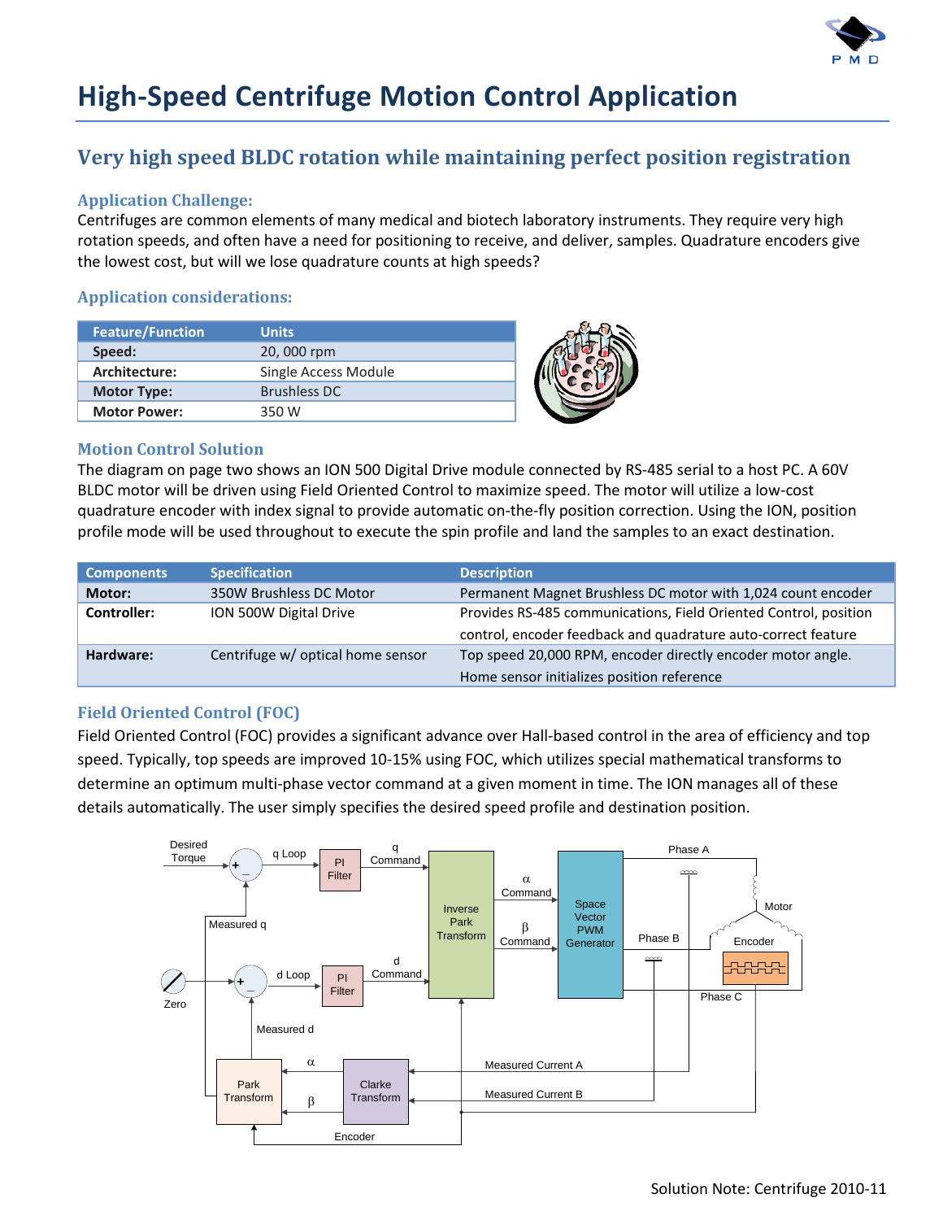# High-Speed Centrifuge Motion Control Application

## Very high speed BLDC rotation while maintaining perfect position registration

### Application Challenge:

Centrifuges are common elements of many medical and biotech laboratory instruments. They require very high rotation speeds, and often have a need for positioning to receive, and deliver, samples. Quadrature encoders give the lowest cost, but will we lose quadrature counts at high speeds?

### Application considerations:

| Feature/Function | Units |
|---|---|
| **Speed:** | 20, 000 rpm |
| **Architecture:** | Single Access Module |
| **Motor Type:** | Brushless DC |
| **Motor Power:** | 350 W |

### Motion Control Solution

The diagram on page two shows an ION 500 Digital Drive module connected by RS-485 serial to a host PC. A 60V BLDC motor will be driven using Field Oriented Control to maximize speed. The motor will utilize a low-cost quadrature encoder with index signal to provide automatic on-the-fly position correction. Using the ION, position profile mode will be used throughout to execute the spin profile and land the samples to an exact destination.

| Components | Specification | Description |
|---|---|---|
| **Motor:** | 350W Brushless DC Motor | Permanent Magnet Brushless DC motor with 1,024 count encoder |
| **Controller:** | ION 500W Digital Drive | Provides RS-485 communications, Field Oriented Control, position control, encoder feedback and quadrature auto-correct feature |
| **Hardware:** | Centrifuge w/ optical home sensor | Top speed 20,000 RPM, encoder directly encoder motor angle. Home sensor initializes position reference |

### Field Oriented Control (FOC)

Field Oriented Control (FOC) provides a significant advance over Hall-based control in the area of efficiency and top speed. Typically, top speeds are improved 10-15% using FOC, which utilizes special mathematical transforms to determine an optimum multi-phase vector command at a given moment in time. The ION manages all of these details automatically. The user simply specifies the desired speed profile and destination position.

Desired Torque, q Loop, PI Filter, q Command, Inverse Park Transform, α Command, β Command, Space Vector PWM Generator, Phase A, Phase B, Phase C, Motor, Encoder, Zero, d Loop, PI Filter, d Command, Measured q, Measured d, Park Transform, Clarke Transform, α, β, Measured Current A, Measured Current B, Encoder

Solution Note: Centrifuge 2010-11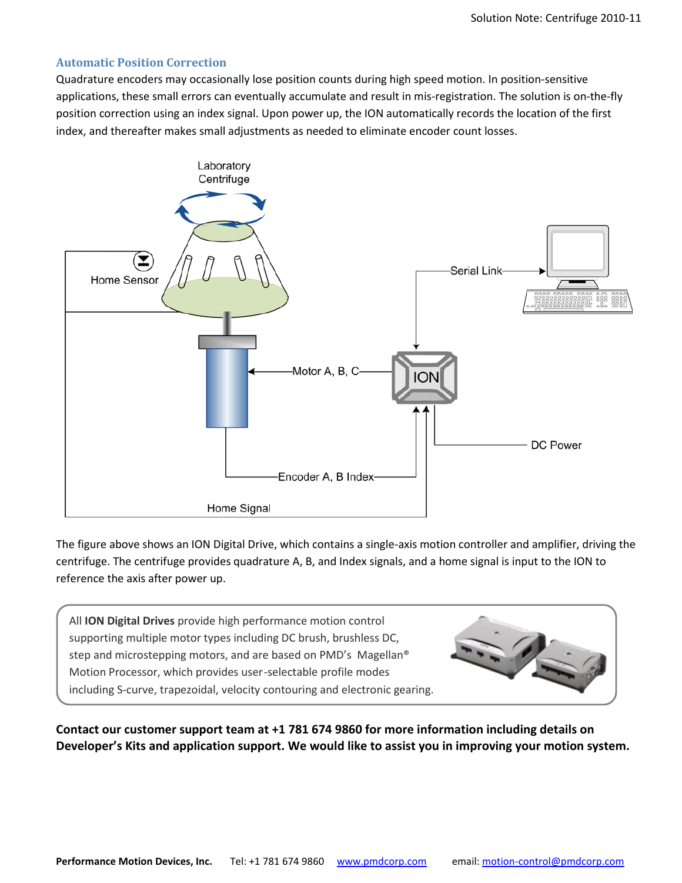### Automatic Position Correction

Quadrature encoders may occasionally lose position counts during high speed motion. In position-sensitive applications, these small errors can eventually accumulate and result in mis-registration. The solution is on-the-fly position correction using an index signal. Upon power up, the ION automatically records the location of the first index, and thereafter makes small adjustments as needed to eliminate encoder count losses.

Laboratory Centrifuge

Home Sensor

Serial Link

Motor A, B, C

ION

DC Power

Encoder A, B Index

Home Signal

The figure above shows an ION Digital Drive, which contains a single-axis motion controller and amplifier, driving the centrifuge. The centrifuge provides quadrature A, B, and Index signals, and a home signal is input to the ION to reference the axis after power up.

All **ION Digital Drives** provide high performance motion control supporting multiple motor types including DC brush, brushless DC, step and microstepping motors, and are based on PMD's Magellan® Motion Processor, which provides user-selectable profile modes including S-curve, trapezoidal, velocity contouring and electronic gearing.

**Contact our customer support team at +1 781 674 9860 for more information including details on Developer's Kits and application support. We would like to assist you in improving your motion system.**

**Performance Motion Devices, Inc.** Tel: +1 781 674 9860 www.pmdcorp.com email: motion-control@pmdcorp.com